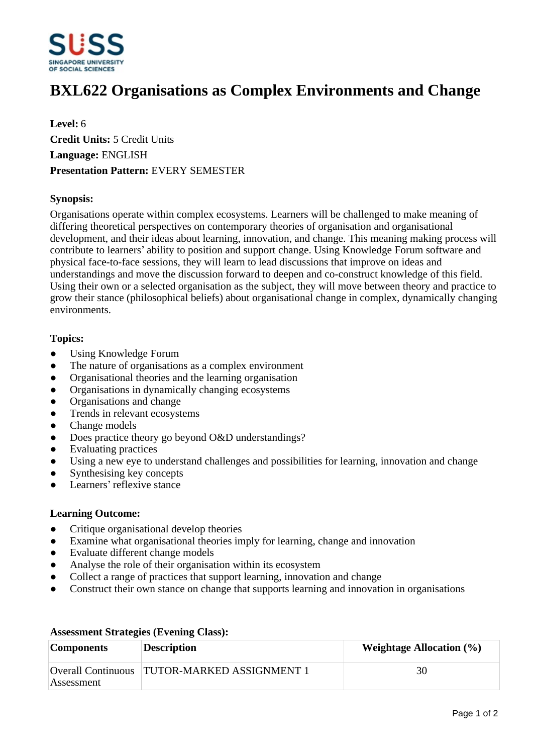# BXL622 Organisations as Complex Environments and Change

**Level:** 6
**Credit Units:** 5 Credit Units
**Language:** ENGLISH
**Presentation Pattern:** EVERY SEMESTER

**Synopsis:**

Organisations operate within complex ecosystems. Learners will be challenged to make meaning of differing theoretical perspectives on contemporary theories of organisation and organisational development, and their ideas about learning, innovation, and change. This meaning making process will contribute to learners' ability to position and support change. Using Knowledge Forum software and physical face-to-face sessions, they will learn to lead discussions that improve on ideas and understandings and move the discussion forward to deepen and co-construct knowledge of this field. Using their own or a selected organisation as the subject, they will move between theory and practice to grow their stance (philosophical beliefs) about organisational change in complex, dynamically changing environments.

**Topics:**

- Using Knowledge Forum
- The nature of organisations as a complex environment
- Organisational theories and the learning organisation
- Organisations in dynamically changing ecosystems
- Organisations and change
- Trends in relevant ecosystems
- Change models
- Does practice theory go beyond O&D understandings?
- Evaluating practices
- Using a new eye to understand challenges and possibilities for learning, innovation and change
- Synthesising key concepts
- Learners' reflexive stance

**Learning Outcome:**

- Critique organisational develop theories
- Examine what organisational theories imply for learning, change and innovation
- Evaluate different change models
- Analyse the role of their organisation within its ecosystem
- Collect a range of practices that support learning, innovation and change
- Construct their own stance on change that supports learning and innovation in organisations

**Assessment Strategies (Evening Class):**

| Components | Description | Weightage Allocation (%) |
|---|---|---|
| Overall Continuous Assessment | TUTOR-MARKED ASSIGNMENT 1 | 30 |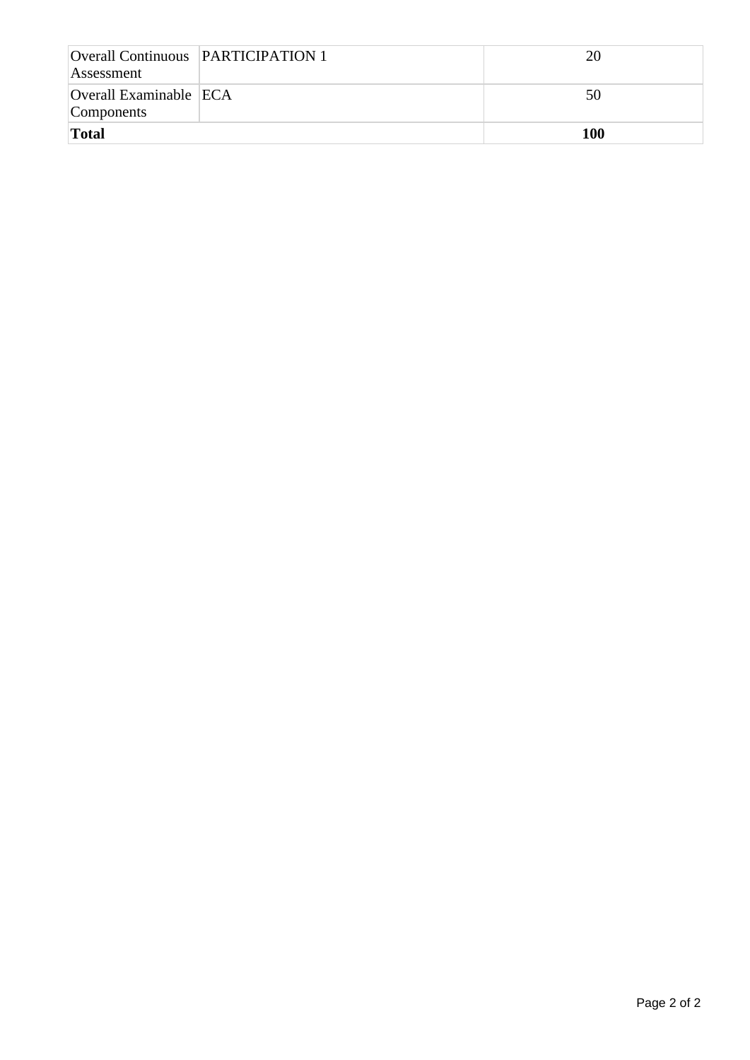| | | |
|---|---|---|
| Overall Continuous Assessment | PARTICIPATION 1 | 20 |
| Overall Examinable Components | ECA | 50 |
| **Total** | | **100** |